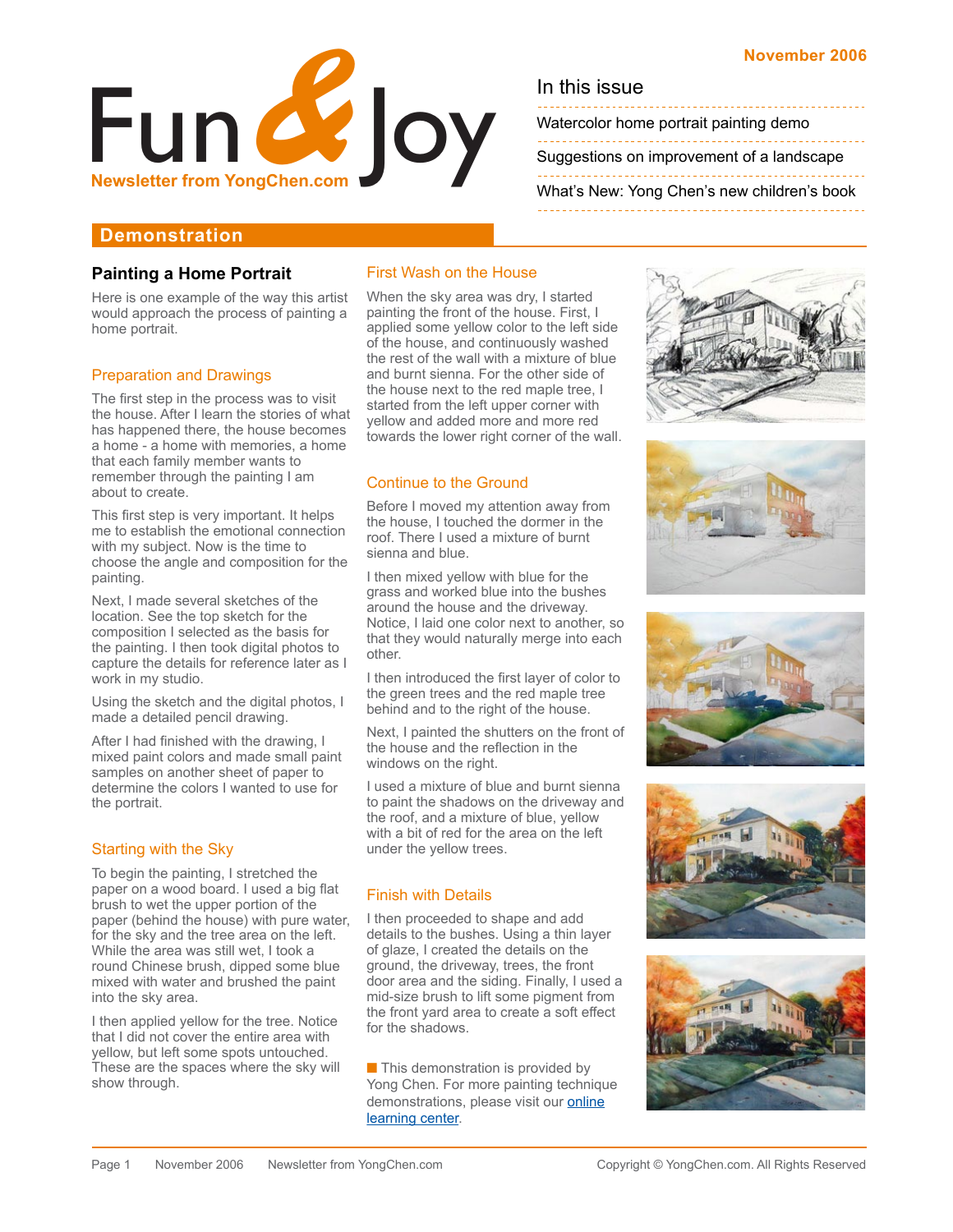November 2006

# Fun & Joy

Newsletter from YongChen.com

## In this issue

- Watercolor home portrait painting demo
- Suggestions on improvement of a landscape
- What's New: Yong Chen's new children's book

## Demonstration

### Painting a Home Portrait

Here is one example of the way this artist would approach the process of painting a home portrait.

#### Preparation and Drawings

The first step in the process was to visit the house. After I learn the stories of what has happened there, the house becomes a home - a home with memories, a home that each family member wants to remember through the painting I am about to create.

This first step is very important. It helps me to establish the emotional connection with my subject. Now is the time to choose the angle and composition for the painting.

Next, I made several sketches of the location. See the top sketch for the composition I selected as the basis for the painting. I then took digital photos to capture the details for reference later as I work in my studio.

Using the sketch and the digital photos, I made a detailed pencil drawing.

After I had finished with the drawing, I mixed paint colors and made small paint samples on another sheet of paper to determine the colors I wanted to use for the portrait.

#### Starting with the Sky

To begin the painting, I stretched the paper on a wood board. I used a big flat brush to wet the upper portion of the paper (behind the house) with pure water, for the sky and the tree area on the left. While the area was still wet, I took a round Chinese brush, dipped some blue mixed with water and brushed the paint into the sky area.

I then applied yellow for the tree. Notice that I did not cover the entire area with yellow, but left some spots untouched. These are the spaces where the sky will show through.

#### First Wash on the House

When the sky area was dry, I started painting the front of the house. First, I applied some yellow color to the left side of the house, and continuously washed the rest of the wall with a mixture of blue and burnt sienna. For the other side of the house next to the red maple tree, I started from the left upper corner with yellow and added more and more red towards the lower right corner of the wall.

#### Continue to the Ground

Before I moved my attention away from the house, I touched the dormer in the roof. There I used a mixture of burnt sienna and blue.

I then mixed yellow with blue for the grass and worked blue into the bushes around the house and the driveway. Notice, I laid one color next to another, so that they would naturally merge into each other.

I then introduced the first layer of color to the green trees and the red maple tree behind and to the right of the house.

Next, I painted the shutters on the front of the house and the reflection in the windows on the right.

I used a mixture of blue and burnt sienna to paint the shadows on the driveway and the roof, and a mixture of blue, yellow with a bit of red for the area on the left under the yellow trees.

#### Finish with Details

I then proceeded to shape and add details to the bushes. Using a thin layer of glaze, I created the details on the ground, the driveway, trees, the front door area and the siding. Finally, I used a mid-size brush to lift some pigment from the front yard area to create a soft effect for the shadows.

■ This demonstration is provided by Yong Chen. For more painting technique demonstrations, please visit our online learning center.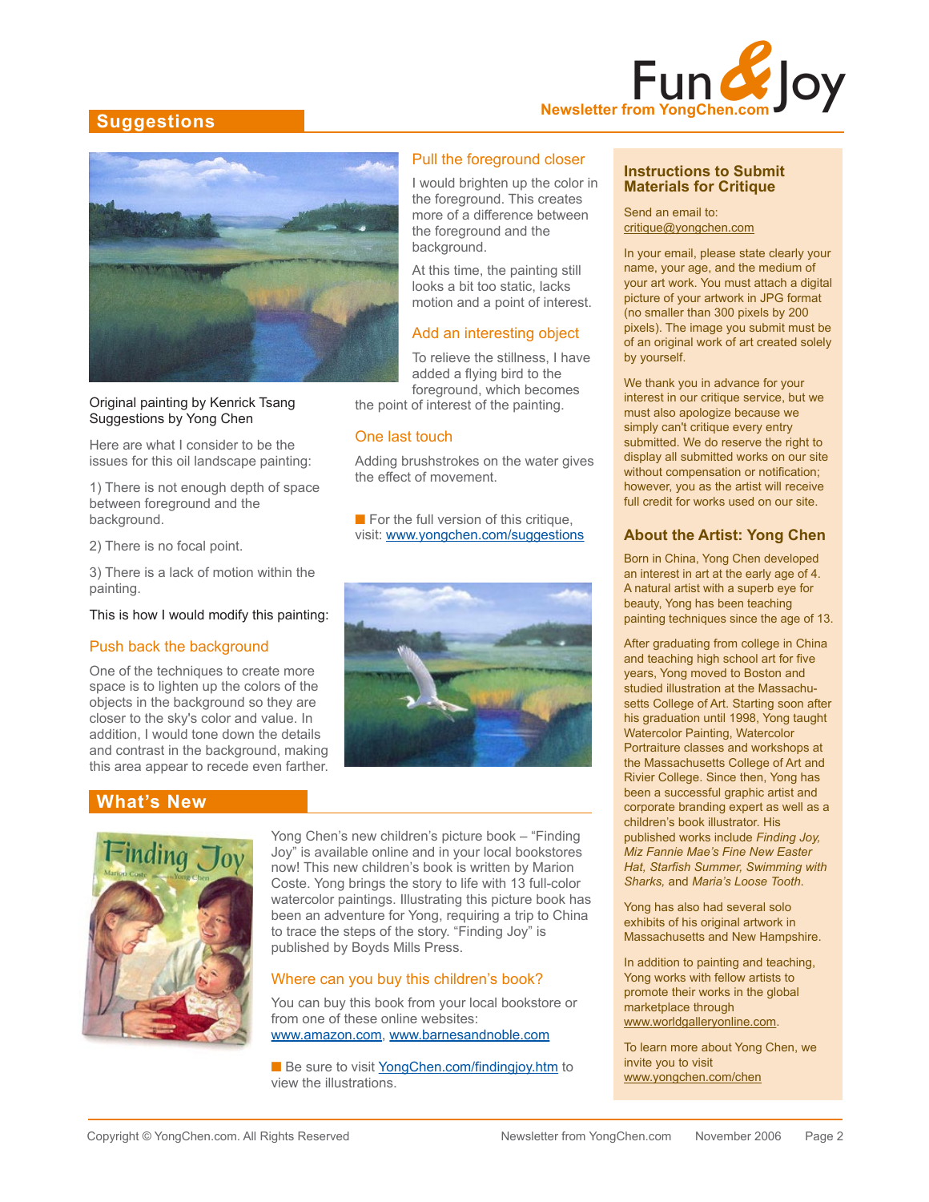# Suggestions

Original painting by Kenrick Tsang
Suggestions by Yong Chen

Here are what I consider to be the issues for this oil landscape painting:

1) There is not enough depth of space between foreground and the background.

2) There is no focal point.

3) There is a lack of motion within the painting.

This is how I would modify this painting:

### Push back the background

One of the techniques to create more space is to lighten up the colors of the objects in the background so they are closer to the sky's color and value. In addition, I would tone down the details and contrast in the background, making this area appear to recede even farther.

### Pull the foreground closer

I would brighten up the color in the foreground. This creates more of a difference between the foreground and the background.

At this time, the painting still looks a bit too static, lacks motion and a point of interest.

### Add an interesting object

To relieve the stillness, I have added a flying bird to the foreground, which becomes the point of interest of the painting.

### One last touch

Adding brushstrokes on the water gives the effect of movement.

■ For the full version of this critique, visit: www.yongchen.com/suggestions

# What's New

Yong Chen's new children's picture book – "Finding Joy" is available online and in your local bookstores now! This new children's book is written by Marion Coste. Yong brings the story to life with 13 full-color watercolor paintings. Illustrating this picture book has been an adventure for Yong, requiring a trip to China to trace the steps of the story. "Finding Joy" is published by Boyds Mills Press.

### Where can you buy this children's book?

You can buy this book from your local bookstore or from one of these online websites: www.amazon.com, www.barnesandnoble.com

■ Be sure to visit YongChen.com/findingjoy.htm to view the illustrations.

## Instructions to Submit Materials for Critique

Send an email to: critique@yongchen.com

In your email, please state clearly your name, your age, and the medium of your art work. You must attach a digital picture of your artwork in JPG format (no smaller than 300 pixels by 200 pixels). The image you submit must be of an original work of art created solely by yourself.

We thank you in advance for your interest in our critique service, but we must also apologize because we simply can't critique every entry submitted. We do reserve the right to display all submitted works on our site without compensation or notification; however, you as the artist will receive full credit for works used on our site.

## About the Artist: Yong Chen

Born in China, Yong Chen developed an interest in art at the early age of 4. A natural artist with a superb eye for beauty, Yong has been teaching painting techniques since the age of 13.

After graduating from college in China and teaching high school art for five years, Yong moved to Boston and studied illustration at the Massachusetts College of Art. Starting soon after his graduation until 1998, Yong taught Watercolor Painting, Watercolor Portraiture classes and workshops at the Massachusetts College of Art and Rivier College. Since then, Yong has been a successful graphic artist and corporate branding expert as well as a children's book illustrator. His published works include *Finding Joy, Miz Fannie Mae's Fine New Easter Hat, Starfish Summer, Swimming with Sharks,* and *Maria's Loose Tooth*.

Yong has also had several solo exhibits of his original artwork in Massachusetts and New Hampshire.

In addition to painting and teaching, Yong works with fellow artists to promote their works in the global marketplace through www.worldgalleryonline.com.

To learn more about Yong Chen, we invite you to visit www.yongchen.com/chen